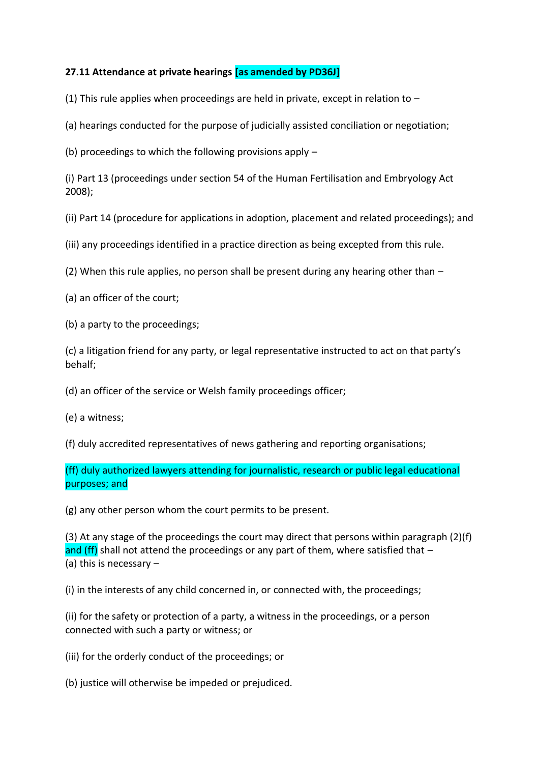**27.11 Attendance at private hearings [as amended by PD36J]**

(1) This rule applies when proceedings are held in private, except in relation to –

(a) hearings conducted for the purpose of judicially assisted conciliation or negotiation;

(b) proceedings to which the following provisions apply –

(i) Part 13 (proceedings under section 54 of the Human Fertilisation and Embryology Act 2008);

(ii) Part 14 (procedure for applications in adoption, placement and related proceedings); and

(iii) any proceedings identified in a practice direction as being excepted from this rule.

(2) When this rule applies, no person shall be present during any hearing other than –

(a) an officer of the court;

(b) a party to the proceedings;

(c) a litigation friend for any party, or legal representative instructed to act on that party's behalf;

(d) an officer of the service or Welsh family proceedings officer;

(e) a witness;

(f) duly accredited representatives of news gathering and reporting organisations;

(ff) duly authorized lawyers attending for journalistic, research or public legal educational purposes; and

(g) any other person whom the court permits to be present.

(3) At any stage of the proceedings the court may direct that persons within paragraph (2)(f) and (ff) shall not attend the proceedings or any part of them, where satisfied that –

(a) this is necessary –

(i) in the interests of any child concerned in, or connected with, the proceedings;

(ii) for the safety or protection of a party, a witness in the proceedings, or a person connected with such a party or witness; or

(iii) for the orderly conduct of the proceedings; or

(b) justice will otherwise be impeded or prejudiced.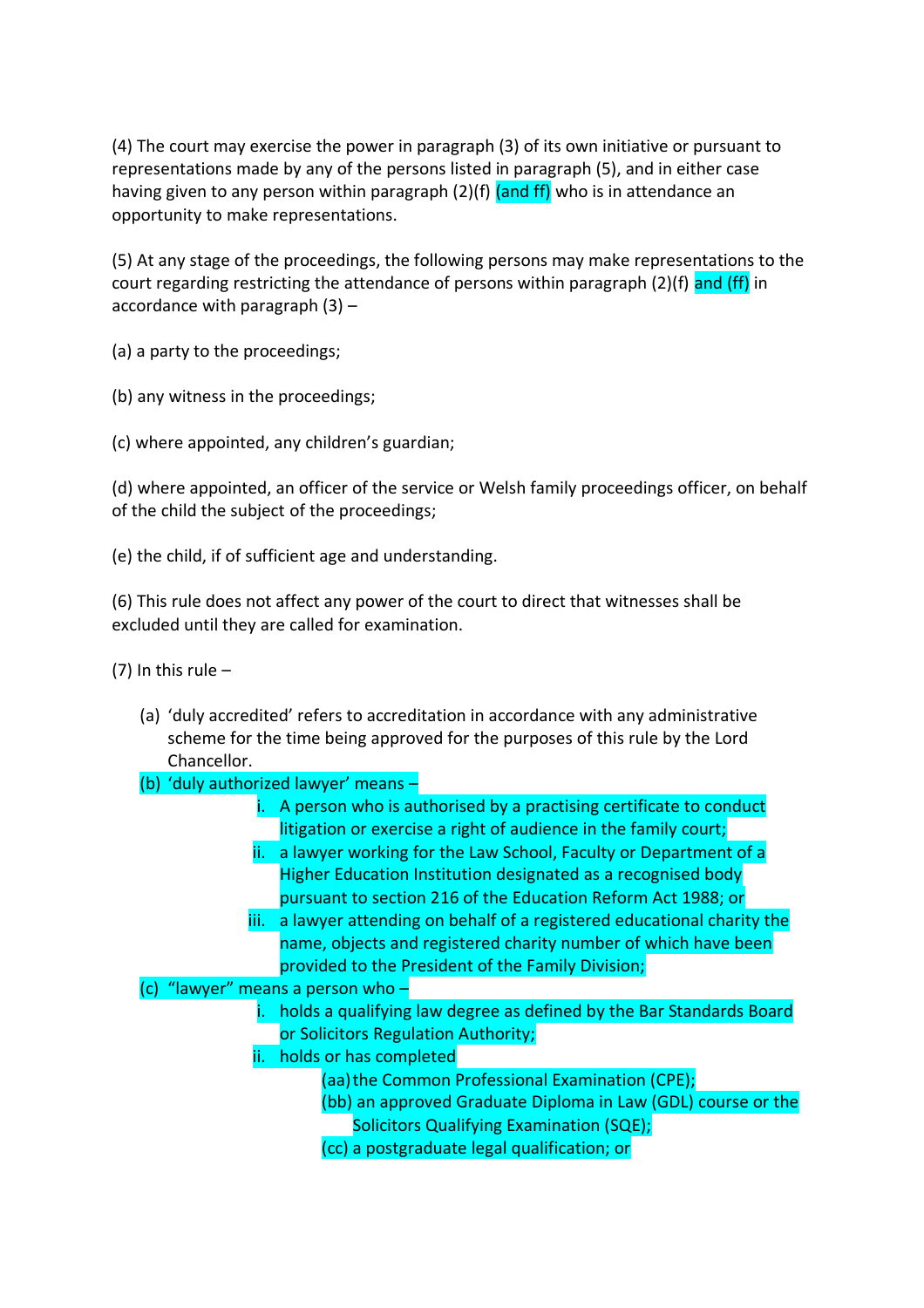(4) The court may exercise the power in paragraph (3) of its own initiative or pursuant to representations made by any of the persons listed in paragraph (5), and in either case having given to any person within paragraph (2)(f) (and ff) who is in attendance an opportunity to make representations.

(5) At any stage of the proceedings, the following persons may make representations to the court regarding restricting the attendance of persons within paragraph (2)(f) and (ff) in accordance with paragraph (3) –

(a) a party to the proceedings;

(b) any witness in the proceedings;

(c) where appointed, any children's guardian;

(d) where appointed, an officer of the service or Welsh family proceedings officer, on behalf of the child the subject of the proceedings;

(e) the child, if of sufficient age and understanding.

(6) This rule does not affect any power of the court to direct that witnesses shall be excluded until they are called for examination.

(7) In this rule –

(a) 'duly accredited' refers to accreditation in accordance with any administrative scheme for the time being approved for the purposes of this rule by the Lord Chancellor.

(b) 'duly authorized lawyer' means –

  i. A person who is authorised by a practising certificate to conduct litigation or exercise a right of audience in the family court;
  ii. a lawyer working for the Law School, Faculty or Department of a Higher Education Institution designated as a recognised body pursuant to section 216 of the Education Reform Act 1988; or
  iii. a lawyer attending on behalf of a registered educational charity the name, objects and registered charity number of which have been provided to the President of the Family Division;

(c) "lawyer" means a person who –

  i. holds a qualifying law degree as defined by the Bar Standards Board or Solicitors Regulation Authority;
  ii. holds or has completed
    (aa) the Common Professional Examination (CPE);
    (bb) an approved Graduate Diploma in Law (GDL) course or the Solicitors Qualifying Examination (SQE);
    (cc) a postgraduate legal qualification; or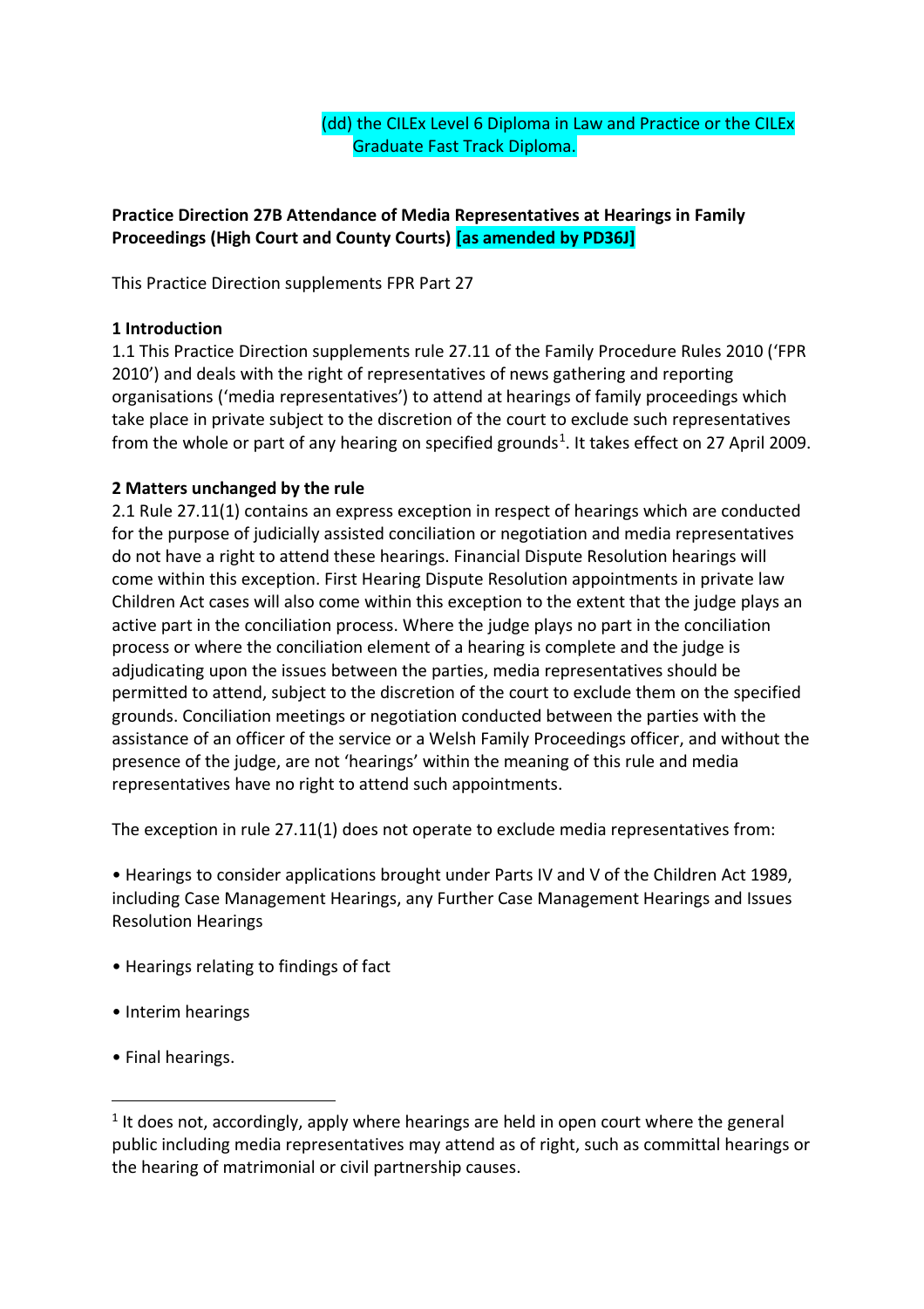(dd) the CILEx Level 6 Diploma in Law and Practice or the CILEx Graduate Fast Track Diploma.

**Practice Direction 27B Attendance of Media Representatives at Hearings in Family Proceedings (High Court and County Courts) [as amended by PD36J]**

This Practice Direction supplements FPR Part 27

**1 Introduction**

1.1 This Practice Direction supplements rule 27.11 of the Family Procedure Rules 2010 ('FPR 2010') and deals with the right of representatives of news gathering and reporting organisations ('media representatives') to attend at hearings of family proceedings which take place in private subject to the discretion of the court to exclude such representatives from the whole or part of any hearing on specified grounds[1]. It takes effect on 27 April 2009.

**2 Matters unchanged by the rule**

2.1 Rule 27.11(1) contains an express exception in respect of hearings which are conducted for the purpose of judicially assisted conciliation or negotiation and media representatives do not have a right to attend these hearings. Financial Dispute Resolution hearings will come within this exception. First Hearing Dispute Resolution appointments in private law Children Act cases will also come within this exception to the extent that the judge plays an active part in the conciliation process. Where the judge plays no part in the conciliation process or where the conciliation element of a hearing is complete and the judge is adjudicating upon the issues between the parties, media representatives should be permitted to attend, subject to the discretion of the court to exclude them on the specified grounds. Conciliation meetings or negotiation conducted between the parties with the assistance of an officer of the service or a Welsh Family Proceedings officer, and without the presence of the judge, are not 'hearings' within the meaning of this rule and media representatives have no right to attend such appointments.

The exception in rule 27.11(1) does not operate to exclude media representatives from:

- Hearings to consider applications brought under Parts IV and V of the Children Act 1989, including Case Management Hearings, any Further Case Management Hearings and Issues Resolution Hearings
- Hearings relating to findings of fact
- Interim hearings
- Final hearings.

[1] It does not, accordingly, apply where hearings are held in open court where the general public including media representatives may attend as of right, such as committal hearings or the hearing of matrimonial or civil partnership causes.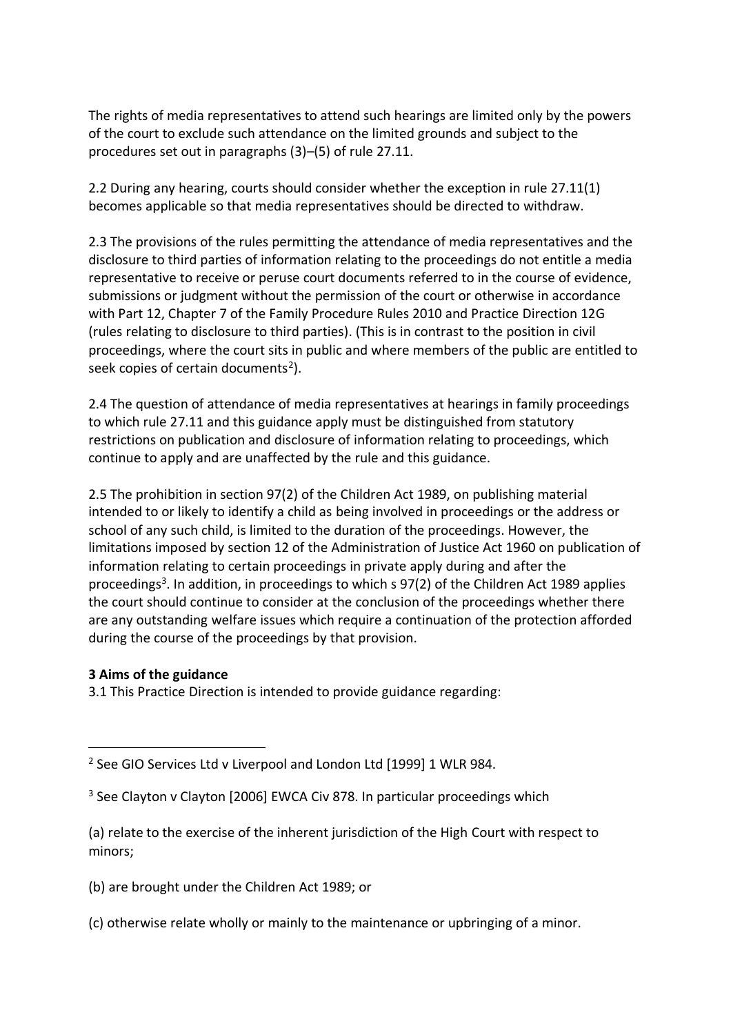The rights of media representatives to attend such hearings are limited only by the powers of the court to exclude such attendance on the limited grounds and subject to the procedures set out in paragraphs (3)–(5) of rule 27.11.

2.2 During any hearing, courts should consider whether the exception in rule 27.11(1) becomes applicable so that media representatives should be directed to withdraw.

2.3 The provisions of the rules permitting the attendance of media representatives and the disclosure to third parties of information relating to the proceedings do not entitle a media representative to receive or peruse court documents referred to in the course of evidence, submissions or judgment without the permission of the court or otherwise in accordance with Part 12, Chapter 7 of the Family Procedure Rules 2010 and Practice Direction 12G (rules relating to disclosure to third parties). (This is in contrast to the position in civil proceedings, where the court sits in public and where members of the public are entitled to seek copies of certain documents[2]).

2.4 The question of attendance of media representatives at hearings in family proceedings to which rule 27.11 and this guidance apply must be distinguished from statutory restrictions on publication and disclosure of information relating to proceedings, which continue to apply and are unaffected by the rule and this guidance.

2.5 The prohibition in section 97(2) of the Children Act 1989, on publishing material intended to or likely to identify a child as being involved in proceedings or the address or school of any such child, is limited to the duration of the proceedings. However, the limitations imposed by section 12 of the Administration of Justice Act 1960 on publication of information relating to certain proceedings in private apply during and after the proceedings[3]. In addition, in proceedings to which s 97(2) of the Children Act 1989 applies the court should continue to consider at the conclusion of the proceedings whether there are any outstanding welfare issues which require a continuation of the protection afforded during the course of the proceedings by that provision.

**3 Aims of the guidance**

3.1 This Practice Direction is intended to provide guidance regarding:

---

[2] See GIO Services Ltd v Liverpool and London Ltd [1999] 1 WLR 984.

[3] See Clayton v Clayton [2006] EWCA Civ 878. In particular proceedings which

(a) relate to the exercise of the inherent jurisdiction of the High Court with respect to minors;

(b) are brought under the Children Act 1989; or

(c) otherwise relate wholly or mainly to the maintenance or upbringing of a minor.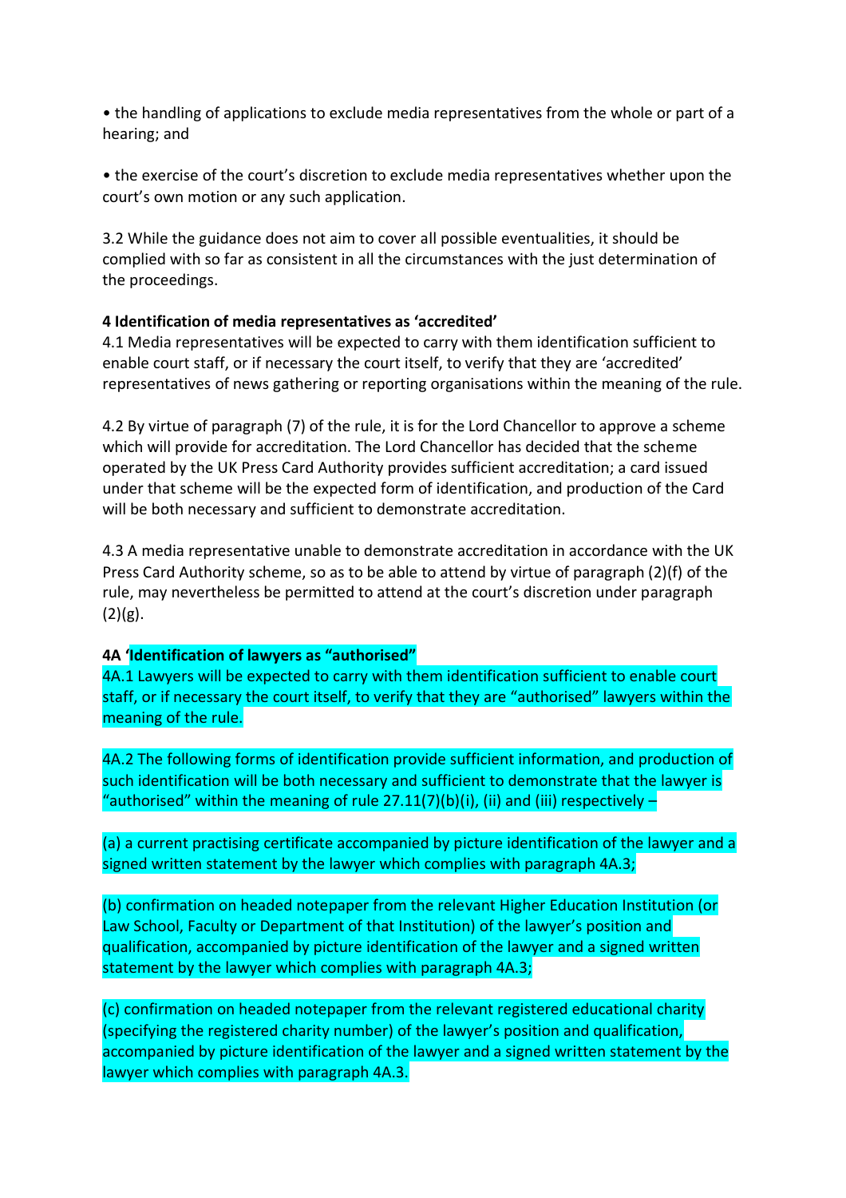• the handling of applications to exclude media representatives from the whole or part of a hearing; and

• the exercise of the court's discretion to exclude media representatives whether upon the court's own motion or any such application.

3.2 While the guidance does not aim to cover all possible eventualities, it should be complied with so far as consistent in all the circumstances with the just determination of the proceedings.

**4 Identification of media representatives as 'accredited'**

4.1 Media representatives will be expected to carry with them identification sufficient to enable court staff, or if necessary the court itself, to verify that they are 'accredited' representatives of news gathering or reporting organisations within the meaning of the rule.

4.2 By virtue of paragraph (7) of the rule, it is for the Lord Chancellor to approve a scheme which will provide for accreditation. The Lord Chancellor has decided that the scheme operated by the UK Press Card Authority provides sufficient accreditation; a card issued under that scheme will be the expected form of identification, and production of the Card will be both necessary and sufficient to demonstrate accreditation.

4.3 A media representative unable to demonstrate accreditation in accordance with the UK Press Card Authority scheme, so as to be able to attend by virtue of paragraph (2)(f) of the rule, may nevertheless be permitted to attend at the court's discretion under paragraph (2)(g).

**4A 'Identification of lawyers as "authorised"**

4A.1 Lawyers will be expected to carry with them identification sufficient to enable court staff, or if necessary the court itself, to verify that they are "authorised" lawyers within the meaning of the rule.

4A.2 The following forms of identification provide sufficient information, and production of such identification will be both necessary and sufficient to demonstrate that the lawyer is "authorised" within the meaning of rule 27.11(7)(b)(i), (ii) and (iii) respectively –

(a) a current practising certificate accompanied by picture identification of the lawyer and a signed written statement by the lawyer which complies with paragraph 4A.3;

(b) confirmation on headed notepaper from the relevant Higher Education Institution (or Law School, Faculty or Department of that Institution) of the lawyer's position and qualification, accompanied by picture identification of the lawyer and a signed written statement by the lawyer which complies with paragraph 4A.3;

(c) confirmation on headed notepaper from the relevant registered educational charity (specifying the registered charity number) of the lawyer's position and qualification, accompanied by picture identification of the lawyer and a signed written statement by the lawyer which complies with paragraph 4A.3.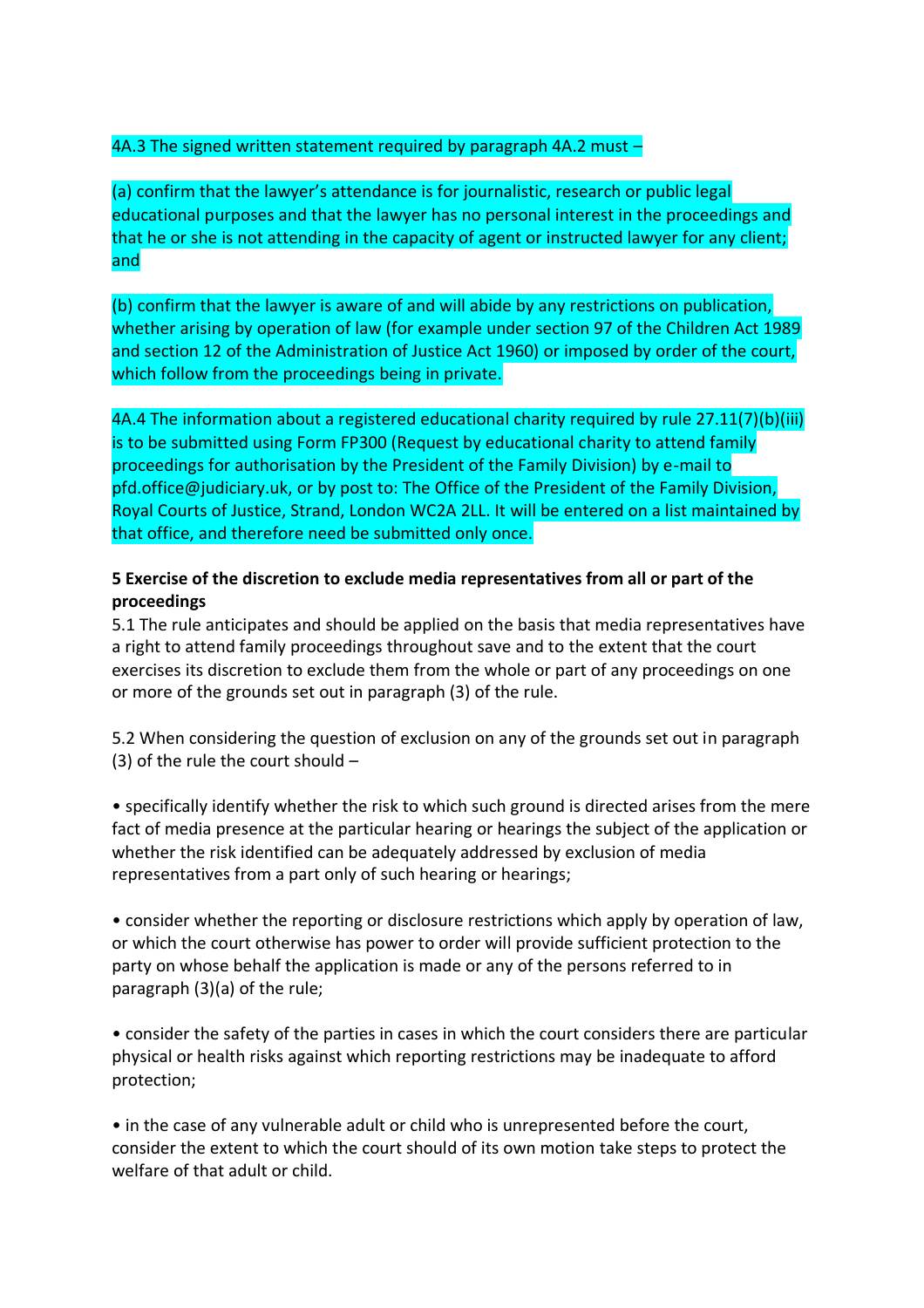4A.3 The signed written statement required by paragraph 4A.2 must –

(a) confirm that the lawyer's attendance is for journalistic, research or public legal educational purposes and that the lawyer has no personal interest in the proceedings and that he or she is not attending in the capacity of agent or instructed lawyer for any client; and

(b) confirm that the lawyer is aware of and will abide by any restrictions on publication, whether arising by operation of law (for example under section 97 of the Children Act 1989 and section 12 of the Administration of Justice Act 1960) or imposed by order of the court, which follow from the proceedings being in private.

4A.4 The information about a registered educational charity required by rule 27.11(7)(b)(iii) is to be submitted using Form FP300 (Request by educational charity to attend family proceedings for authorisation by the President of the Family Division) by e-mail to pfd.office@judiciary.uk, or by post to: The Office of the President of the Family Division, Royal Courts of Justice, Strand, London WC2A 2LL. It will be entered on a list maintained by that office, and therefore need be submitted only once.

**5 Exercise of the discretion to exclude media representatives from all or part of the proceedings**

5.1 The rule anticipates and should be applied on the basis that media representatives have a right to attend family proceedings throughout save and to the extent that the court exercises its discretion to exclude them from the whole or part of any proceedings on one or more of the grounds set out in paragraph (3) of the rule.

5.2 When considering the question of exclusion on any of the grounds set out in paragraph (3) of the rule the court should –

- specifically identify whether the risk to which such ground is directed arises from the mere fact of media presence at the particular hearing or hearings the subject of the application or whether the risk identified can be adequately addressed by exclusion of media representatives from a part only of such hearing or hearings;

- consider whether the reporting or disclosure restrictions which apply by operation of law, or which the court otherwise has power to order will provide sufficient protection to the party on whose behalf the application is made or any of the persons referred to in paragraph (3)(a) of the rule;

- consider the safety of the parties in cases in which the court considers there are particular physical or health risks against which reporting restrictions may be inadequate to afford protection;

- in the case of any vulnerable adult or child who is unrepresented before the court, consider the extent to which the court should of its own motion take steps to protect the welfare of that adult or child.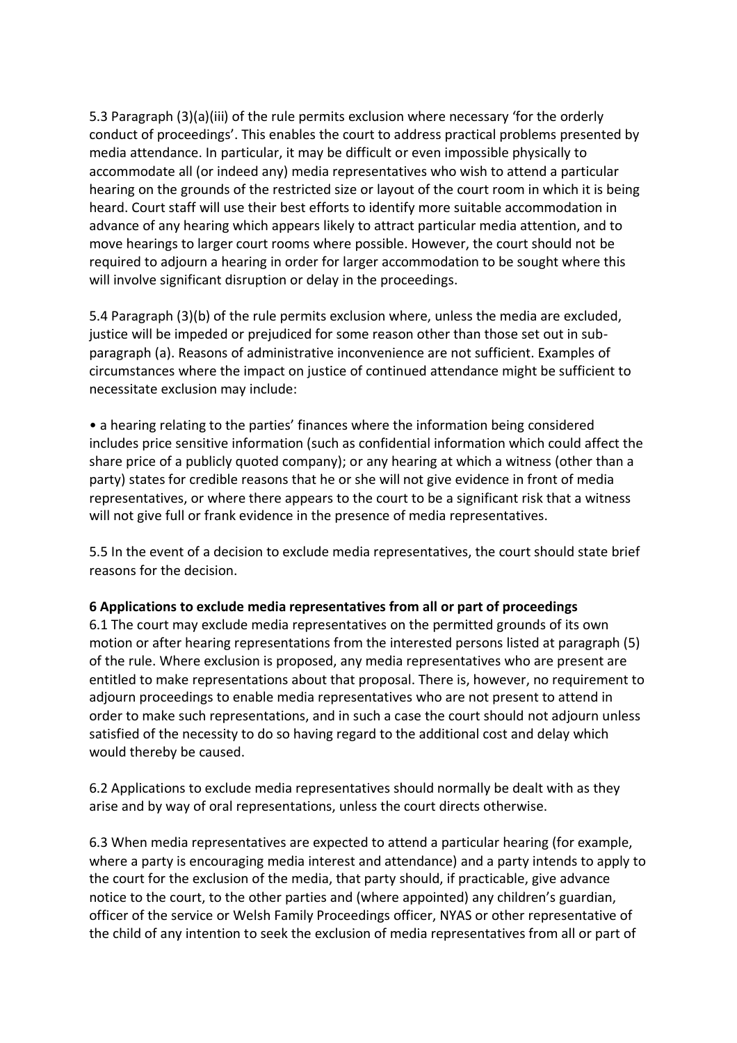5.3 Paragraph (3)(a)(iii) of the rule permits exclusion where necessary 'for the orderly conduct of proceedings'. This enables the court to address practical problems presented by media attendance. In particular, it may be difficult or even impossible physically to accommodate all (or indeed any) media representatives who wish to attend a particular hearing on the grounds of the restricted size or layout of the court room in which it is being heard. Court staff will use their best efforts to identify more suitable accommodation in advance of any hearing which appears likely to attract particular media attention, and to move hearings to larger court rooms where possible. However, the court should not be required to adjourn a hearing in order for larger accommodation to be sought where this will involve significant disruption or delay in the proceedings.

5.4 Paragraph (3)(b) of the rule permits exclusion where, unless the media are excluded, justice will be impeded or prejudiced for some reason other than those set out in sub-paragraph (a). Reasons of administrative inconvenience are not sufficient. Examples of circumstances where the impact on justice of continued attendance might be sufficient to necessitate exclusion may include:

- a hearing relating to the parties' finances where the information being considered includes price sensitive information (such as confidential information which could affect the share price of a publicly quoted company); or any hearing at which a witness (other than a party) states for credible reasons that he or she will not give evidence in front of media representatives, or where there appears to the court to be a significant risk that a witness will not give full or frank evidence in the presence of media representatives.

5.5 In the event of a decision to exclude media representatives, the court should state brief reasons for the decision.

**6 Applications to exclude media representatives from all or part of proceedings**

6.1 The court may exclude media representatives on the permitted grounds of its own motion or after hearing representations from the interested persons listed at paragraph (5) of the rule. Where exclusion is proposed, any media representatives who are present are entitled to make representations about that proposal. There is, however, no requirement to adjourn proceedings to enable media representatives who are not present to attend in order to make such representations, and in such a case the court should not adjourn unless satisfied of the necessity to do so having regard to the additional cost and delay which would thereby be caused.

6.2 Applications to exclude media representatives should normally be dealt with as they arise and by way of oral representations, unless the court directs otherwise.

6.3 When media representatives are expected to attend a particular hearing (for example, where a party is encouraging media interest and attendance) and a party intends to apply to the court for the exclusion of the media, that party should, if practicable, give advance notice to the court, to the other parties and (where appointed) any children's guardian, officer of the service or Welsh Family Proceedings officer, NYAS or other representative of the child of any intention to seek the exclusion of media representatives from all or part of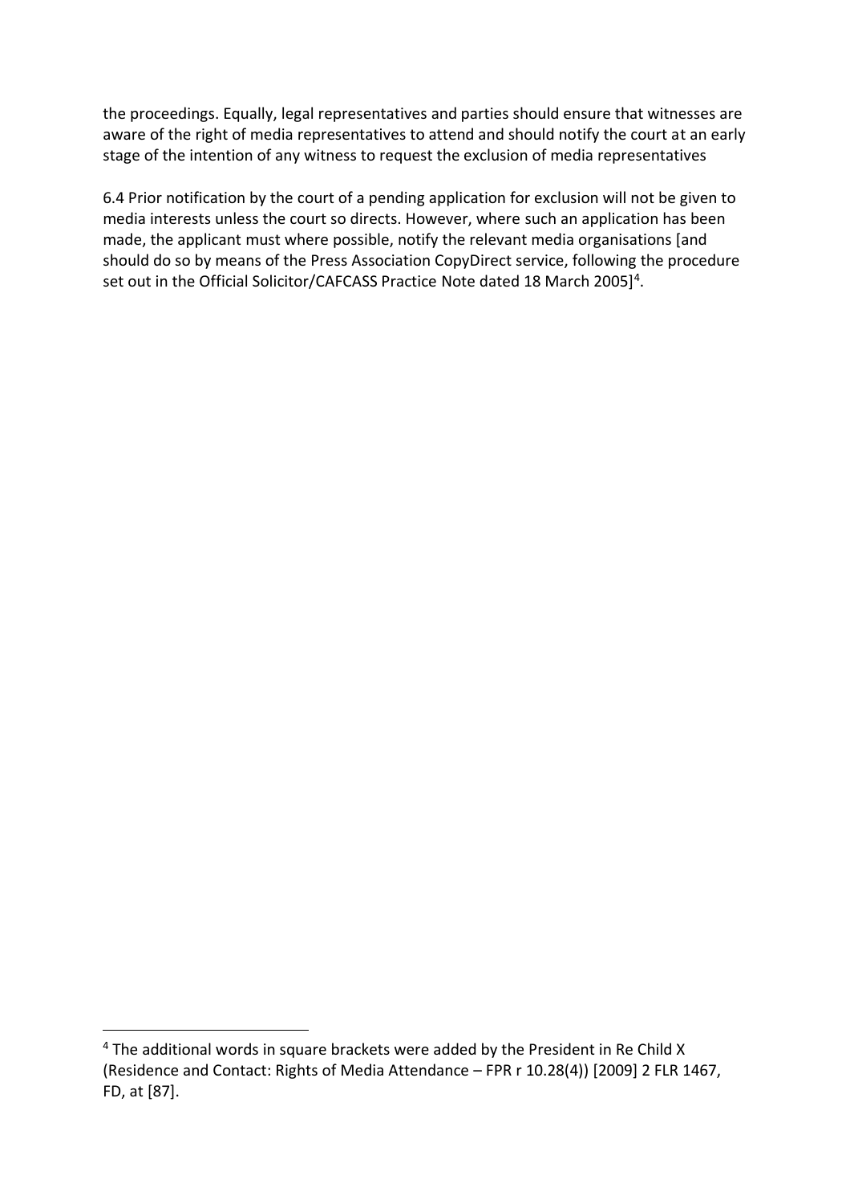the proceedings. Equally, legal representatives and parties should ensure that witnesses are aware of the right of media representatives to attend and should notify the court at an early stage of the intention of any witness to request the exclusion of media representatives

6.4 Prior notification by the court of a pending application for exclusion will not be given to media interests unless the court so directs. However, where such an application has been made, the applicant must where possible, notify the relevant media organisations [and should do so by means of the Press Association CopyDirect service, following the procedure set out in the Official Solicitor/CAFCASS Practice Note dated 18 March 2005][4].

[4] The additional words in square brackets were added by the President in Re Child X (Residence and Contact: Rights of Media Attendance – FPR r 10.28(4)) [2009] 2 FLR 1467, FD, at [87].